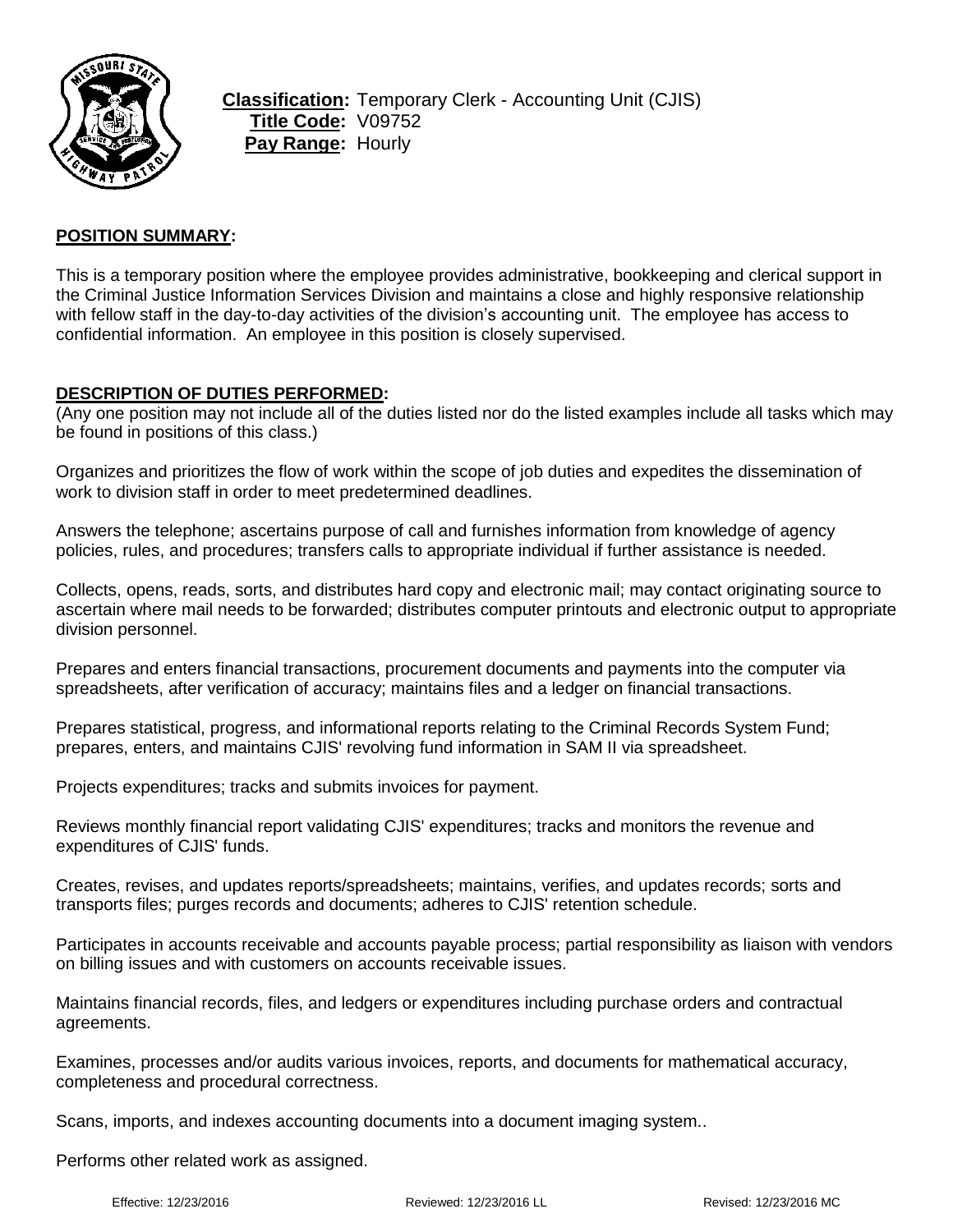**Classification:** Temporary Clerk - Accounting Unit (CJIS)
**Title Code:** V09752
**Pay Range:** Hourly

## POSITION SUMMARY:

This is a temporary position where the employee provides administrative, bookkeeping and clerical support in the Criminal Justice Information Services Division and maintains a close and highly responsive relationship with fellow staff in the day-to-day activities of the division's accounting unit. The employee has access to confidential information. An employee in this position is closely supervised.

## DESCRIPTION OF DUTIES PERFORMED:

(Any one position may not include all of the duties listed nor do the listed examples include all tasks which may be found in positions of this class.)

Organizes and prioritizes the flow of work within the scope of job duties and expedites the dissemination of work to division staff in order to meet predetermined deadlines.

Answers the telephone; ascertains purpose of call and furnishes information from knowledge of agency policies, rules, and procedures; transfers calls to appropriate individual if further assistance is needed.

Collects, opens, reads, sorts, and distributes hard copy and electronic mail; may contact originating source to ascertain where mail needs to be forwarded; distributes computer printouts and electronic output to appropriate division personnel.

Prepares and enters financial transactions, procurement documents and payments into the computer via spreadsheets, after verification of accuracy; maintains files and a ledger on financial transactions.

Prepares statistical, progress, and informational reports relating to the Criminal Records System Fund; prepares, enters, and maintains CJIS' revolving fund information in SAM II via spreadsheet.

Projects expenditures; tracks and submits invoices for payment.

Reviews monthly financial report validating CJIS' expenditures; tracks and monitors the revenue and expenditures of CJIS' funds.

Creates, revises, and updates reports/spreadsheets; maintains, verifies, and updates records; sorts and transports files; purges records and documents; adheres to CJIS' retention schedule.

Participates in accounts receivable and accounts payable process; partial responsibility as liaison with vendors on billing issues and with customers on accounts receivable issues.

Maintains financial records, files, and ledgers or expenditures including purchase orders and contractual agreements.

Examines, processes and/or audits various invoices, reports, and documents for mathematical accuracy, completeness and procedural correctness.

Scans, imports, and indexes accounting documents into a document imaging system..

Performs other related work as assigned.

Effective: 12/23/2016 Reviewed: 12/23/2016 LL Revised: 12/23/2016 MC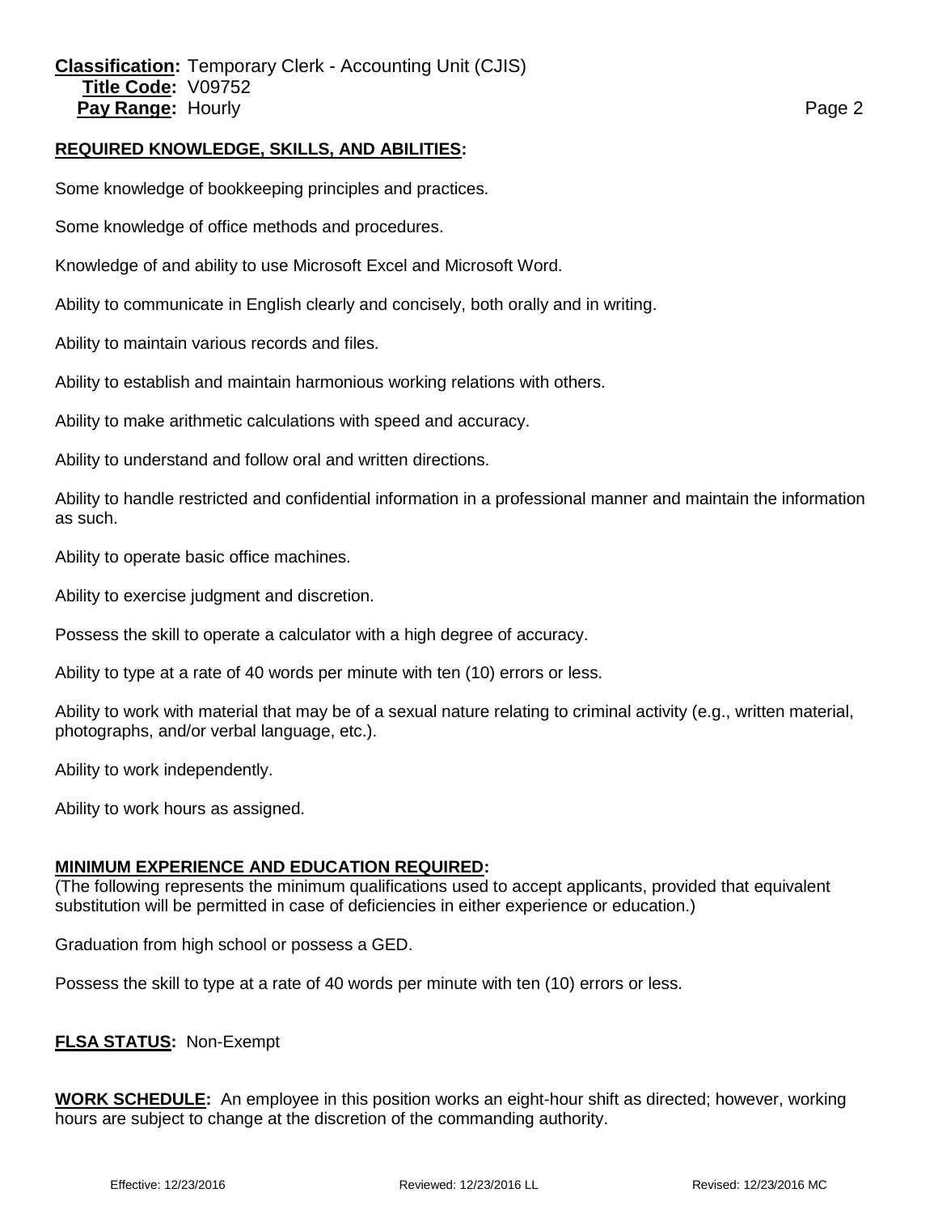## REQUIRED KNOWLEDGE, SKILLS, AND ABILITIES:

Some knowledge of bookkeeping principles and practices.

Some knowledge of office methods and procedures.

Knowledge of and ability to use Microsoft Excel and Microsoft Word.

Ability to communicate in English clearly and concisely, both orally and in writing.

Ability to maintain various records and files.

Ability to establish and maintain harmonious working relations with others.

Ability to make arithmetic calculations with speed and accuracy.

Ability to understand and follow oral and written directions.

Ability to handle restricted and confidential information in a professional manner and maintain the information as such.

Ability to operate basic office machines.

Ability to exercise judgment and discretion.

Possess the skill to operate a calculator with a high degree of accuracy.

Ability to type at a rate of 40 words per minute with ten (10) errors or less.

Ability to work with material that may be of a sexual nature relating to criminal activity (e.g., written material, photographs, and/or verbal language, etc.).

Ability to work independently.

Ability to work hours as assigned.

## MINIMUM EXPERIENCE AND EDUCATION REQUIRED:

(The following represents the minimum qualifications used to accept applicants, provided that equivalent substitution will be permitted in case of deficiencies in either experience or education.)

Graduation from high school or possess a GED.

Possess the skill to type at a rate of 40 words per minute with ten (10) errors or less.

**FLSA STATUS:** Non-Exempt

**WORK SCHEDULE:** An employee in this position works an eight-hour shift as directed; however, working hours are subject to change at the discretion of the commanding authority.

Effective: 12/23/2016 Reviewed: 12/23/2016 LL Revised: 12/23/2016 MC